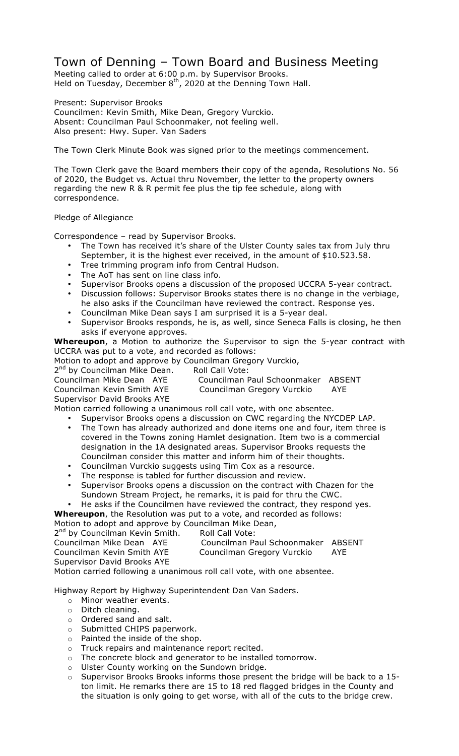# Town of Denning – Town Board and Business Meeting

Meeting called to order at 6:00 p.m. by Supervisor Brooks.
Held on Tuesday, December 8th, 2020 at the Denning Town Hall.

Present: Supervisor Brooks
Councilmen: Kevin Smith, Mike Dean, Gregory Vurckio.
Absent: Councilman Paul Schoonmaker, not feeling well.
Also present: Hwy. Super. Van Saders

The Town Clerk Minute Book was signed prior to the meetings commencement.

The Town Clerk gave the Board members their copy of the agenda, Resolutions No. 56 of 2020, the Budget vs. Actual thru November, the letter to the property owners regarding the new R & R permit fee plus the tip fee schedule, along with correspondence.

Pledge of Allegiance

Correspondence – read by Supervisor Brooks.

- The Town has received it's share of the Ulster County sales tax from July thru September, it is the highest ever received, in the amount of $10.523.58.
- Tree trimming program info from Central Hudson.
- The AoT has sent on line class info.
- Supervisor Brooks opens a discussion of the proposed UCCRA 5-year contract.
- Discussion follows: Supervisor Brooks states there is no change in the verbiage, he also asks if the Councilman have reviewed the contract. Response yes.
- Councilman Mike Dean says I am surprised it is a 5-year deal.
- Supervisor Brooks responds, he is, as well, since Seneca Falls is closing, he then asks if everyone approves.

**Whereupon**, a Motion to authorize the Supervisor to sign the 5-year contract with UCCRA was put to a vote, and recorded as follows:

Motion to adopt and approve by Councilman Gregory Vurckio,
2nd by Councilman Mike Dean. Roll Call Vote:

Councilman Mike Dean AYE Councilman Paul Schoonmaker ABSENT
Councilman Kevin Smith AYE Councilman Gregory Vurckio AYE
Supervisor David Brooks AYE

Motion carried following a unanimous roll call vote, with one absentee.

- Supervisor Brooks opens a discussion on CWC regarding the NYCDEP LAP.
- The Town has already authorized and done items one and four, item three is covered in the Towns zoning Hamlet designation. Item two is a commercial designation in the 1A designated areas. Supervisor Brooks requests the Councilman consider this matter and inform him of their thoughts.
- Councilman Vurckio suggests using Tim Cox as a resource.
- The response is tabled for further discussion and review.
- Supervisor Brooks opens a discussion on the contract with Chazen for the Sundown Stream Project, he remarks, it is paid for thru the CWC.
- He asks if the Councilmen have reviewed the contract, they respond yes.

**Whereupon**, the Resolution was put to a vote, and recorded as follows:

Motion to adopt and approve by Councilman Mike Dean,
2nd by Councilman Kevin Smith. Roll Call Vote:

Councilman Mike Dean AYE Councilman Paul Schoonmaker ABSENT
Councilman Kevin Smith AYE Councilman Gregory Vurckio AYE
Supervisor David Brooks AYE

Motion carried following a unanimous roll call vote, with one absentee.

Highway Report by Highway Superintendent Dan Van Saders.

- Minor weather events.
- Ditch cleaning.
- Ordered sand and salt.
- Submitted CHIPS paperwork.
- Painted the inside of the shop.
- Truck repairs and maintenance report recited.
- The concrete block and generator to be installed tomorrow.
- Ulster County working on the Sundown bridge.
- Supervisor Brooks Brooks informs those present the bridge will be back to a 15-ton limit. He remarks there are 15 to 18 red flagged bridges in the County and the situation is only going to get worse, with all of the cuts to the bridge crew.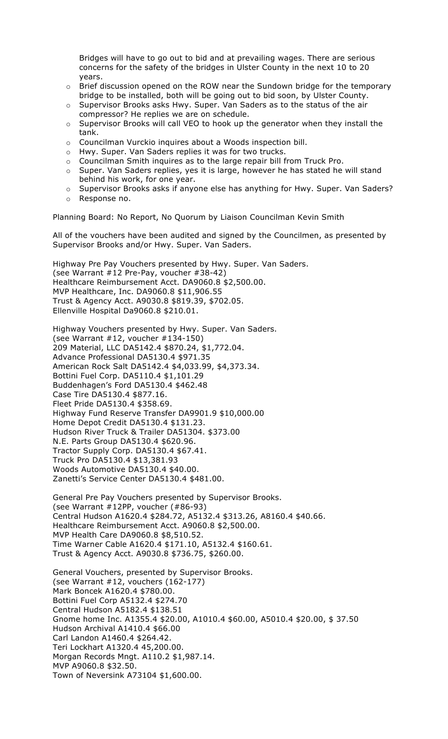Bridges will have to go out to bid and at prevailing wages. There are serious concerns for the safety of the bridges in Ulster County in the next 10 to 20 years.

- Brief discussion opened on the ROW near the Sundown bridge for the temporary bridge to be installed, both will be going out to bid soon, by Ulster County.
- Supervisor Brooks asks Hwy. Super. Van Saders as to the status of the air compressor? He replies we are on schedule.
- Supervisor Brooks will call VEO to hook up the generator when they install the tank.
- Councilman Vurckio inquires about a Woods inspection bill.
- Hwy. Super. Van Saders replies it was for two trucks.
- Councilman Smith inquires as to the large repair bill from Truck Pro.
- Super. Van Saders replies, yes it is large, however he has stated he will stand behind his work, for one year.
- Supervisor Brooks asks if anyone else has anything for Hwy. Super. Van Saders?
- Response no.

Planning Board: No Report, No Quorum by Liaison Councilman Kevin Smith

All of the vouchers have been audited and signed by the Councilmen, as presented by Supervisor Brooks and/or Hwy. Super. Van Saders.

Highway Pre Pay Vouchers presented by Hwy. Super. Van Saders.
(see Warrant #12 Pre-Pay, voucher #38-42)
Healthcare Reimbursement Acct. DA9060.8 $2,500.00.
MVP Healthcare, Inc. DA9060.8 $11,906.55
Trust & Agency Acct. A9030.8 $819.39, $702.05.
Ellenville Hospital Da9060.8 $210.01.

Highway Vouchers presented by Hwy. Super. Van Saders.
(see Warrant #12, voucher #134-150)
209 Material, LLC DA5142.4 $870.24, $1,772.04.
Advance Professional DA5130.4 $971.35
American Rock Salt DA5142.4 $4,033.99, $4,373.34.
Bottini Fuel Corp. DA5110.4 $1,101.29
Buddenhagen's Ford DA5130.4 $462.48
Case Tire DA5130.4 $877.16.
Fleet Pride DA5130.4 $358.69.
Highway Fund Reserve Transfer DA9901.9 $10,000.00
Home Depot Credit DA5130.4 $131.23.
Hudson River Truck & Trailer DA51304. $373.00
N.E. Parts Group DA5130.4 $620.96.
Tractor Supply Corp. DA5130.4 $67.41.
Truck Pro DA5130.4 $13,381.93
Woods Automotive DA5130.4 $40.00.
Zanetti's Service Center DA5130.4 $481.00.

General Pre Pay Vouchers presented by Supervisor Brooks.
(see Warrant #12PP, voucher (#86-93)
Central Hudson A1620.4 $284.72, A5132.4 $313.26, A8160.4 $40.66.
Healthcare Reimbursement Acct. A9060.8 $2,500.00.
MVP Health Care DA9060.8 $8,510.52.
Time Warner Cable A1620.4 $171.10, A5132.4 $160.61.
Trust & Agency Acct. A9030.8 $736.75, $260.00.

General Vouchers, presented by Supervisor Brooks.
(see Warrant #12, vouchers (162-177)
Mark Boncek A1620.4 $780.00.
Bottini Fuel Corp A5132.4 $274.70
Central Hudson A5182.4 $138.51
Gnome home Inc. A1355.4 $20.00, A1010.4 $60.00, A5010.4 $20.00, $ 37.50
Hudson Archival A1410.4 $66.00
Carl Landon A1460.4 $264.42.
Teri Lockhart A1320.4 45,200.00.
Morgan Records Mngt. A110.2 $1,987.14.
MVP A9060.8 $32.50.
Town of Neversink A73104 $1,600.00.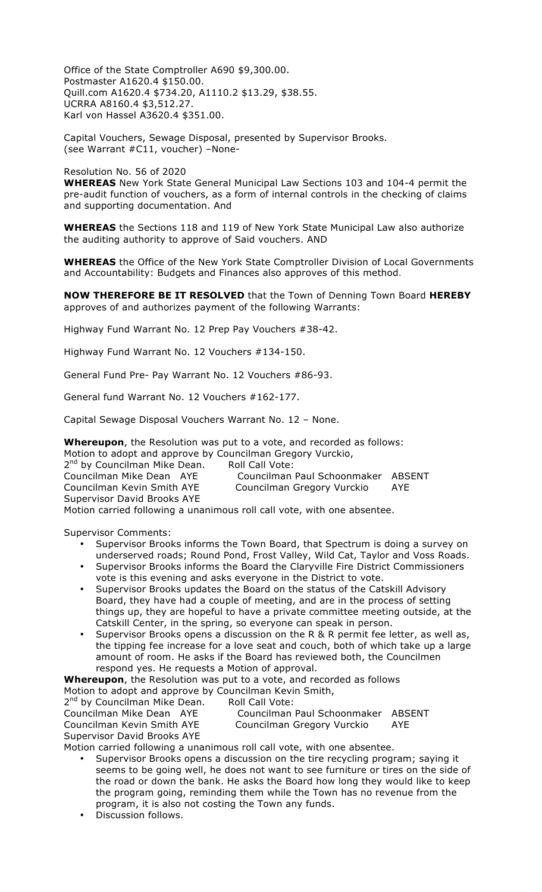Office of the State Comptroller A690 $9,300.00.
Postmaster A1620.4 $150.00.
Quill.com A1620.4 $734.20, A1110.2 $13.29, $38.55.
UCRRA A8160.4 $3,512.27.
Karl von Hassel A3620.4 $351.00.

Capital Vouchers, Sewage Disposal, presented by Supervisor Brooks.
(see Warrant #C11, voucher) –None-

Resolution No. 56 of 2020
**WHEREAS** New York State General Municipal Law Sections 103 and 104-4 permit the pre-audit function of vouchers, as a form of internal controls in the checking of claims and supporting documentation. And

**WHEREAS** the Sections 118 and 119 of New York State Municipal Law also authorize the auditing authority to approve of Said vouchers. AND

**WHEREAS** the Office of the New York State Comptroller Division of Local Governments and Accountability: Budgets and Finances also approves of this method.

**NOW THEREFORE BE IT RESOLVED** that the Town of Denning Town Board **HEREBY** approves of and authorizes payment of the following Warrants:

Highway Fund Warrant No. 12 Prep Pay Vouchers #38-42.

Highway Fund Warrant No. 12 Vouchers #134-150.

General Fund Pre- Pay Warrant No. 12 Vouchers #86-93.

General fund Warrant No. 12 Vouchers #162-177.

Capital Sewage Disposal Vouchers Warrant No. 12 – None.

**Whereupon**, the Resolution was put to a vote, and recorded as follows:
Motion to adopt and approve by Councilman Gregory Vurckio,
2nd by Councilman Mike Dean. Roll Call Vote:
Councilman Mike Dean AYE Councilman Paul Schoonmaker ABSENT
Councilman Kevin Smith AYE Councilman Gregory Vurckio AYE
Supervisor David Brooks AYE
Motion carried following a unanimous roll call vote, with one absentee.

Supervisor Comments:

- Supervisor Brooks informs the Town Board, that Spectrum is doing a survey on underserved roads; Round Pond, Frost Valley, Wild Cat, Taylor and Voss Roads.
- Supervisor Brooks informs the Board the Claryville Fire District Commissioners vote is this evening and asks everyone in the District to vote.
- Supervisor Brooks updates the Board on the status of the Catskill Advisory Board, they have had a couple of meeting, and are in the process of setting things up, they are hopeful to have a private committee meeting outside, at the Catskill Center, in the spring, so everyone can speak in person.
- Supervisor Brooks opens a discussion on the R & R permit fee letter, as well as, the tipping fee increase for a love seat and couch, both of which take up a large amount of room. He asks if the Board has reviewed both, the Councilmen respond yes. He requests a Motion of approval.

**Whereupon**, the Resolution was put to a vote, and recorded as follows
Motion to adopt and approve by Councilman Kevin Smith,
2nd by Councilman Mike Dean. Roll Call Vote:
Councilman Mike Dean AYE Councilman Paul Schoonmaker ABSENT
Councilman Kevin Smith AYE Councilman Gregory Vurckio AYE
Supervisor David Brooks AYE
Motion carried following a unanimous roll call vote, with one absentee.

- Supervisor Brooks opens a discussion on the tire recycling program; saying it seems to be going well, he does not want to see furniture or tires on the side of the road or down the bank. He asks the Board how long they would like to keep the program going, reminding them while the Town has no revenue from the program, it is also not costing the Town any funds.
- Discussion follows.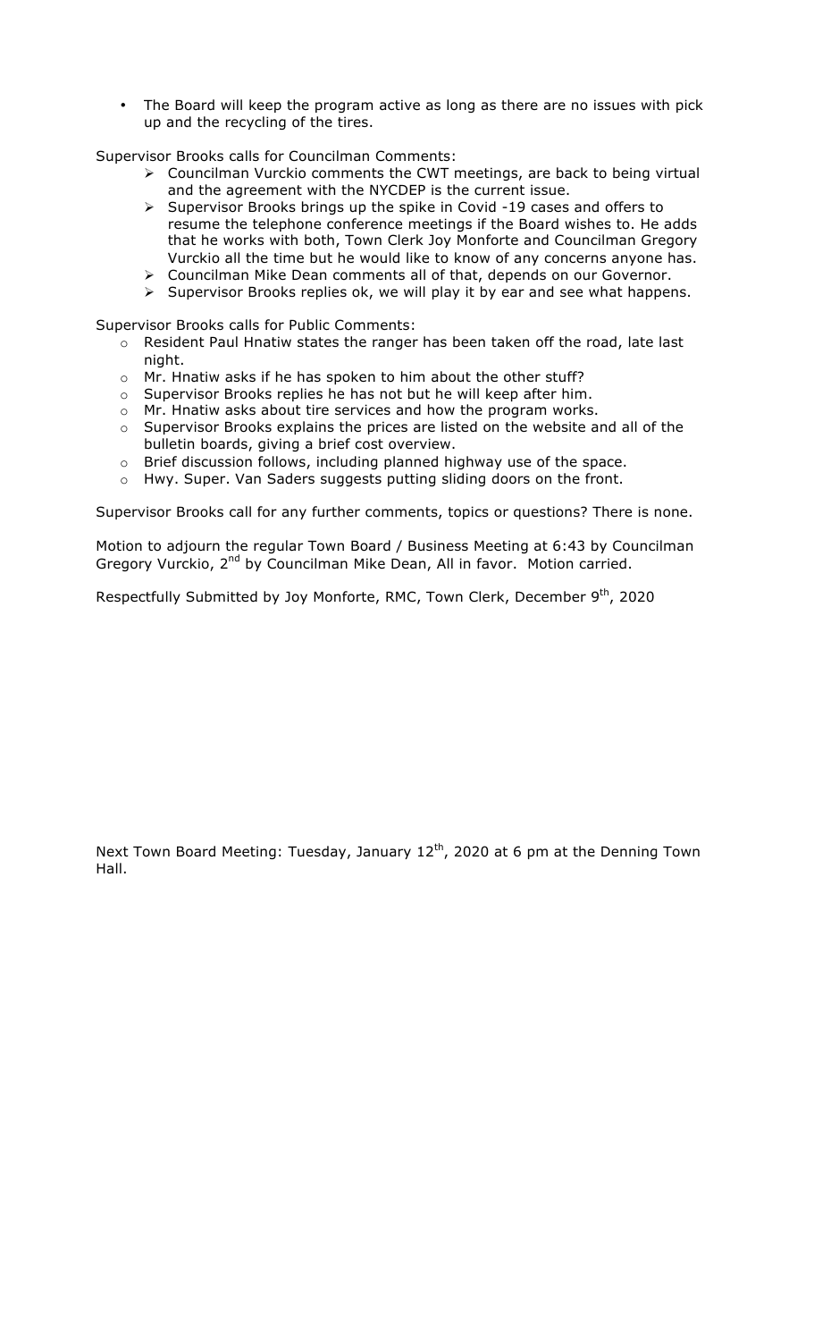- The Board will keep the program active as long as there are no issues with pick up and the recycling of the tires.

Supervisor Brooks calls for Councilman Comments:

- Councilman Vurckio comments the CWT meetings, are back to being virtual and the agreement with the NYCDEP is the current issue.
- Supervisor Brooks brings up the spike in Covid -19 cases and offers to resume the telephone conference meetings if the Board wishes to. He adds that he works with both, Town Clerk Joy Monforte and Councilman Gregory Vurckio all the time but he would like to know of any concerns anyone has.
- Councilman Mike Dean comments all of that, depends on our Governor.
- Supervisor Brooks replies ok, we will play it by ear and see what happens.

Supervisor Brooks calls for Public Comments:

- Resident Paul Hnatiw states the ranger has been taken off the road, late last night.
- Mr. Hnatiw asks if he has spoken to him about the other stuff?
- Supervisor Brooks replies he has not but he will keep after him.
- Mr. Hnatiw asks about tire services and how the program works.
- Supervisor Brooks explains the prices are listed on the website and all of the bulletin boards, giving a brief cost overview.
- Brief discussion follows, including planned highway use of the space.
- Hwy. Super. Van Saders suggests putting sliding doors on the front.

Supervisor Brooks call for any further comments, topics or questions? There is none.

Motion to adjourn the regular Town Board / Business Meeting at 6:43 by Councilman Gregory Vurckio, 2nd by Councilman Mike Dean, All in favor. Motion carried.

Respectfully Submitted by Joy Monforte, RMC, Town Clerk, December 9th, 2020

Next Town Board Meeting: Tuesday, January 12th, 2020 at 6 pm at the Denning Town Hall.